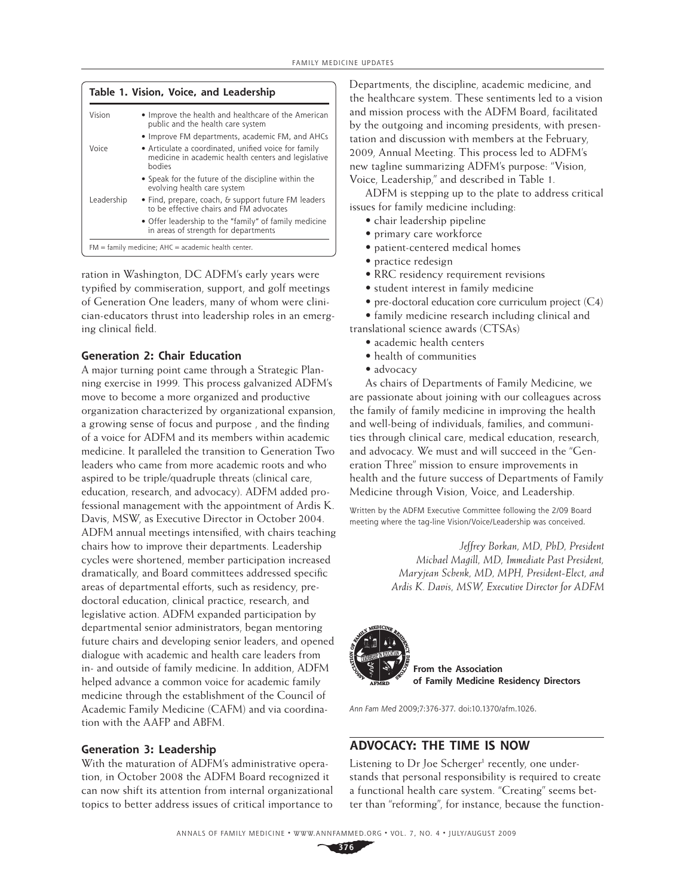**Table 1. Vision, Voice, and Leadership**

| | |
|---|---|
| Vision | • Improve the health and healthcare of the American public and the health care system |
| | • Improve FM departments, academic FM, and AHCs |
| Voice | • Articulate a coordinated, unified voice for family medicine in academic health centers and legislative bodies |
| | • Speak for the future of the discipline within the evolving health care system |
| Leadership | • Find, prepare, coach, & support future FM leaders to be effective chairs and FM advocates |
| | • Offer leadership to the "family" of family medicine in areas of strength for departments |

FM = family medicine; AHC = academic health center.

ration in Washington, DC ADFM's early years were typified by commiseration, support, and golf meetings of Generation One leaders, many of whom were clinician-educators thrust into leadership roles in an emerging clinical field.

### Generation 2: Chair Education

A major turning point came through a Strategic Planning exercise in 1999. This process galvanized ADFM's move to become a more organized and productive organization characterized by organizational expansion, a growing sense of focus and purpose , and the finding of a voice for ADFM and its members within academic medicine. It paralleled the transition to Generation Two leaders who came from more academic roots and who aspired to be triple/quadruple threats (clinical care, education, research, and advocacy). ADFM added professional management with the appointment of Ardis K. Davis, MSW, as Executive Director in October 2004. ADFM annual meetings intensified, with chairs teaching chairs how to improve their departments. Leadership cycles were shortened, member participation increased dramatically, and Board committees addressed specific areas of departmental efforts, such as residency, predoctoral education, clinical practice, research, and legislative action. ADFM expanded participation by departmental senior administrators, began mentoring future chairs and developing senior leaders, and opened dialogue with academic and health care leaders from in- and outside of family medicine. In addition, ADFM helped advance a common voice for academic family medicine through the establishment of the Council of Academic Family Medicine (CAFM) and via coordination with the AAFP and ABFM.

### Generation 3: Leadership

With the maturation of ADFM's administrative operation, in October 2008 the ADFM Board recognized it can now shift its attention from internal organizational topics to better address issues of critical importance to Departments, the discipline, academic medicine, and the healthcare system. These sentiments led to a vision and mission process with the ADFM Board, facilitated by the outgoing and incoming presidents, with presentation and discussion with members at the February, 2009, Annual Meeting. This process led to ADFM's new tagline summarizing ADFM's purpose: "Vision, Voice, Leadership," and described in Table 1.

ADFM is stepping up to the plate to address critical issues for family medicine including:

- chair leadership pipeline
- primary care workforce
- patient-centered medical homes
- practice redesign
- RRC residency requirement revisions
- student interest in family medicine
- pre-doctoral education core curriculum project (C4)
- family medicine research including clinical and translational science awards (CTSAs)
- academic health centers
- health of communities
- advocacy

As chairs of Departments of Family Medicine, we are passionate about joining with our colleagues across the family of family medicine in improving the health and well-being of individuals, families, and communities through clinical care, medical education, research, and advocacy. We must and will succeed in the "Generation Three" mission to ensure improvements in health and the future success of Departments of Family Medicine through Vision, Voice, and Leadership.

Written by the ADFM Executive Committee following the 2/09 Board meeting where the tag-line Vision/Voice/Leadership was conceived.

*Jeffrey Borkan, MD, PhD, President*
*Michael Magill, MD, Immediate Past President,*
*Maryjean Schenk, MD, MPH, President-Elect, and*
*Ardis K. Davis, MSW, Executive Director for ADFM*

**From the Association of Family Medicine Residency Directors**

*Ann Fam Med* 2009;7:376-377. doi:10.1370/afm.1026.

## ADVOCACY: THE TIME IS NOW

Listening to Dr Joe Scherger[1] recently, one understands that personal responsibility is required to create a functional health care system. "Creating" seems better than "reforming", for instance, because the function-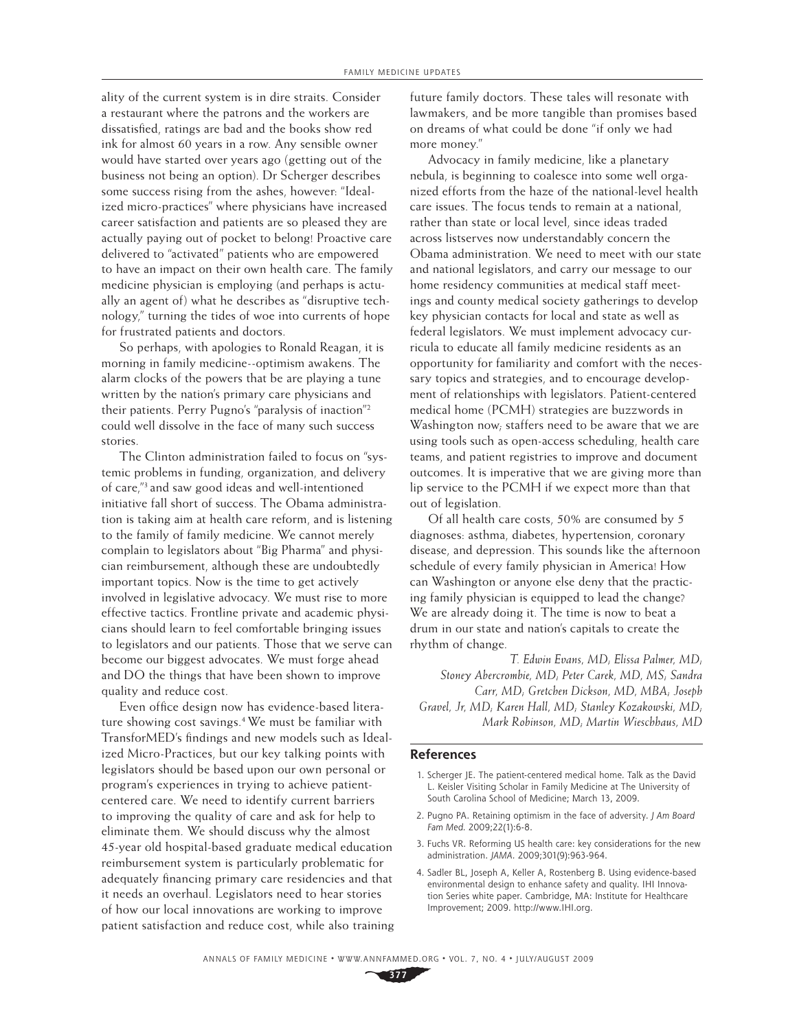ality of the current system is in dire straits. Consider a restaurant where the patrons and the workers are dissatisfied, ratings are bad and the books show red ink for almost 60 years in a row. Any sensible owner would have started over years ago (getting out of the business not being an option). Dr Scherger describes some success rising from the ashes, however: "Idealized micro-practices" where physicians have increased career satisfaction and patients are so pleased they are actually paying out of pocket to belong! Proactive care delivered to "activated" patients who are empowered to have an impact on their own health care. The family medicine physician is employing (and perhaps is actually an agent of) what he describes as "disruptive technology," turning the tides of woe into currents of hope for frustrated patients and doctors.

So perhaps, with apologies to Ronald Reagan, it is morning in family medicine--optimism awakens. The alarm clocks of the powers that be are playing a tune written by the nation's primary care physicians and their patients. Perry Pugno's "paralysis of inaction"[2] could well dissolve in the face of many such success stories.

The Clinton administration failed to focus on "systemic problems in funding, organization, and delivery of care,"[3] and saw good ideas and well-intentioned initiative fall short of success. The Obama administration is taking aim at health care reform, and is listening to the family of family medicine. We cannot merely complain to legislators about "Big Pharma" and physician reimbursement, although these are undoubtedly important topics. Now is the time to get actively involved in legislative advocacy. We must rise to more effective tactics. Frontline private and academic physicians should learn to feel comfortable bringing issues to legislators and our patients. Those that we serve can become our biggest advocates. We must forge ahead and DO the things that have been shown to improve quality and reduce cost.

Even office design now has evidence-based literature showing cost savings.[4] We must be familiar with TransforMED's findings and new models such as Idealized Micro-Practices, but our key talking points with legislators should be based upon our own personal or program's experiences in trying to achieve patient-centered care. We need to identify current barriers to improving the quality of care and ask for help to eliminate them. We should discuss why the almost 45-year old hospital-based graduate medical education reimbursement system is particularly problematic for adequately financing primary care residencies and that it needs an overhaul. Legislators need to hear stories of how our local innovations are working to improve patient satisfaction and reduce cost, while also training future family doctors. These tales will resonate with lawmakers, and be more tangible than promises based on dreams of what could be done "if only we had more money."

Advocacy in family medicine, like a planetary nebula, is beginning to coalesce into some well organized efforts from the haze of the national-level health care issues. The focus tends to remain at a national, rather than state or local level, since ideas traded across listserves now understandably concern the Obama administration. We need to meet with our state and national legislators, and carry our message to our home residency communities at medical staff meetings and county medical society gatherings to develop key physician contacts for local and state as well as federal legislators. We must implement advocacy curricula to educate all family medicine residents as an opportunity for familiarity and comfort with the necessary topics and strategies, and to encourage development of relationships with legislators. Patient-centered medical home (PCMH) strategies are buzzwords in Washington now; staffers need to be aware that we are using tools such as open-access scheduling, health care teams, and patient registries to improve and document outcomes. It is imperative that we are giving more than lip service to the PCMH if we expect more than that out of legislation.

Of all health care costs, 50% are consumed by 5 diagnoses: asthma, diabetes, hypertension, coronary disease, and depression. This sounds like the afternoon schedule of every family physician in America! How can Washington or anyone else deny that the practicing family physician is equipped to lead the change? We are already doing it. The time is now to beat a drum in our state and nation's capitals to create the rhythm of change.

*T. Edwin Evans, MD; Elissa Palmer, MD; Stoney Abercrombie, MD; Peter Carek, MD, MS; Sandra Carr, MD; Gretchen Dickson, MD, MBA; Joseph Gravel, Jr, MD; Karen Hall, MD; Stanley Kozakowski, MD; Mark Robinson, MD; Martin Wieschhaus, MD*

## References

1. Scherger JE. The patient-centered medical home. Talk as the David L. Keisler Visiting Scholar in Family Medicine at The University of South Carolina School of Medicine; March 13, 2009.
2. Pugno PA. Retaining optimism in the face of adversity. *J Am Board Fam Med.* 2009;22(1):6-8.
3. Fuchs VR. Reforming US health care: key considerations for the new administration. *JAMA.* 2009;301(9):963-964.
4. Sadler BL, Joseph A, Keller A, Rostenberg B. Using evidence-based environmental design to enhance safety and quality. IHI Innovation Series white paper. Cambridge, MA: Institute for Healthcare Improvement; 2009. http://www.IHI.org.